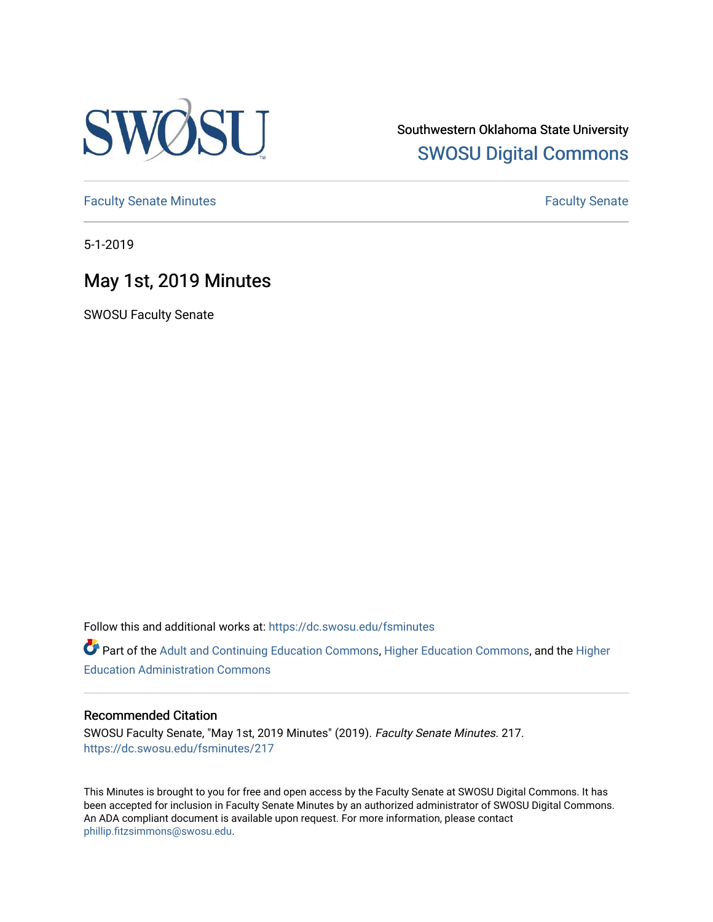Southwestern Oklahoma State University
SWOSU Digital Commons

Faculty Senate Minutes

Faculty Senate

5-1-2019

# May 1st, 2019 Minutes

SWOSU Faculty Senate

Follow this and additional works at: https://dc.swosu.edu/fsminutes

Part of the Adult and Continuing Education Commons, Higher Education Commons, and the Higher Education Administration Commons

### Recommended Citation

SWOSU Faculty Senate, "May 1st, 2019 Minutes" (2019). *Faculty Senate Minutes*. 217.
https://dc.swosu.edu/fsminutes/217

This Minutes is brought to you for free and open access by the Faculty Senate at SWOSU Digital Commons. It has been accepted for inclusion in Faculty Senate Minutes by an authorized administrator of SWOSU Digital Commons. An ADA compliant document is available upon request. For more information, please contact phillip.fitzsimmons@swosu.edu.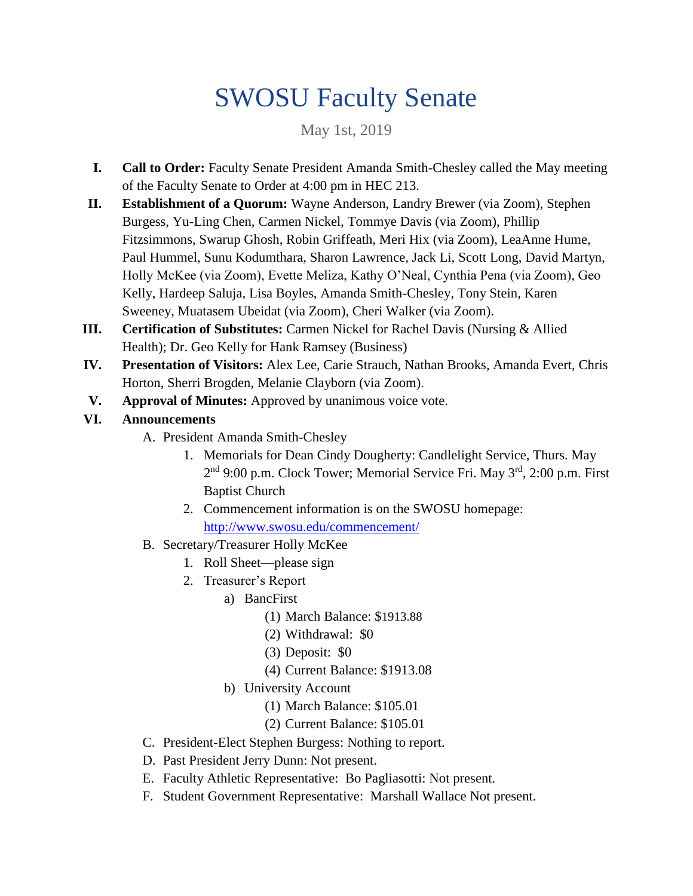# SWOSU Faculty Senate

May 1st, 2019

I. **Call to Order:** Faculty Senate President Amanda Smith-Chesley called the May meeting of the Faculty Senate to Order at 4:00 pm in HEC 213.

II. **Establishment of a Quorum:** Wayne Anderson, Landry Brewer (via Zoom), Stephen Burgess, Yu-Ling Chen, Carmen Nickel, Tommye Davis (via Zoom), Phillip Fitzsimmons, Swarup Ghosh, Robin Griffeath, Meri Hix (via Zoom), LeaAnne Hume, Paul Hummel, Sunu Kodumthara, Sharon Lawrence, Jack Li, Scott Long, David Martyn, Holly McKee (via Zoom), Evette Meliza, Kathy O'Neal, Cynthia Pena (via Zoom), Geo Kelly, Hardeep Saluja, Lisa Boyles, Amanda Smith-Chesley, Tony Stein, Karen Sweeney, Muatasem Ubeidat (via Zoom), Cheri Walker (via Zoom).

III. **Certification of Substitutes:** Carmen Nickel for Rachel Davis (Nursing & Allied Health); Dr. Geo Kelly for Hank Ramsey (Business)

IV. **Presentation of Visitors:** Alex Lee, Carie Strauch, Nathan Brooks, Amanda Evert, Chris Horton, Sherri Brogden, Melanie Clayborn (via Zoom).

V. **Approval of Minutes:** Approved by unanimous voice vote.

VI. **Announcements**

   A. President Amanda Smith-Chesley
      1. Memorials for Dean Cindy Dougherty: Candlelight Service, Thurs. May 2nd 9:00 p.m. Clock Tower; Memorial Service Fri. May 3rd, 2:00 p.m. First Baptist Church
      2. Commencement information is on the SWOSU homepage: http://www.swosu.edu/commencement/

   B. Secretary/Treasurer Holly McKee
      1. Roll Sheet—please sign
      2. Treasurer's Report
         a) BancFirst
            (1) March Balance: $1913.88
            (2) Withdrawal: $0
            (3) Deposit: $0
            (4) Current Balance: $1913.08
         b) University Account
            (1) March Balance: $105.01
            (2) Current Balance: $105.01

   C. President-Elect Stephen Burgess: Nothing to report.

   D. Past President Jerry Dunn: Not present.

   E. Faculty Athletic Representative: Bo Pagliasotti: Not present.

   F. Student Government Representative: Marshall Wallace Not present.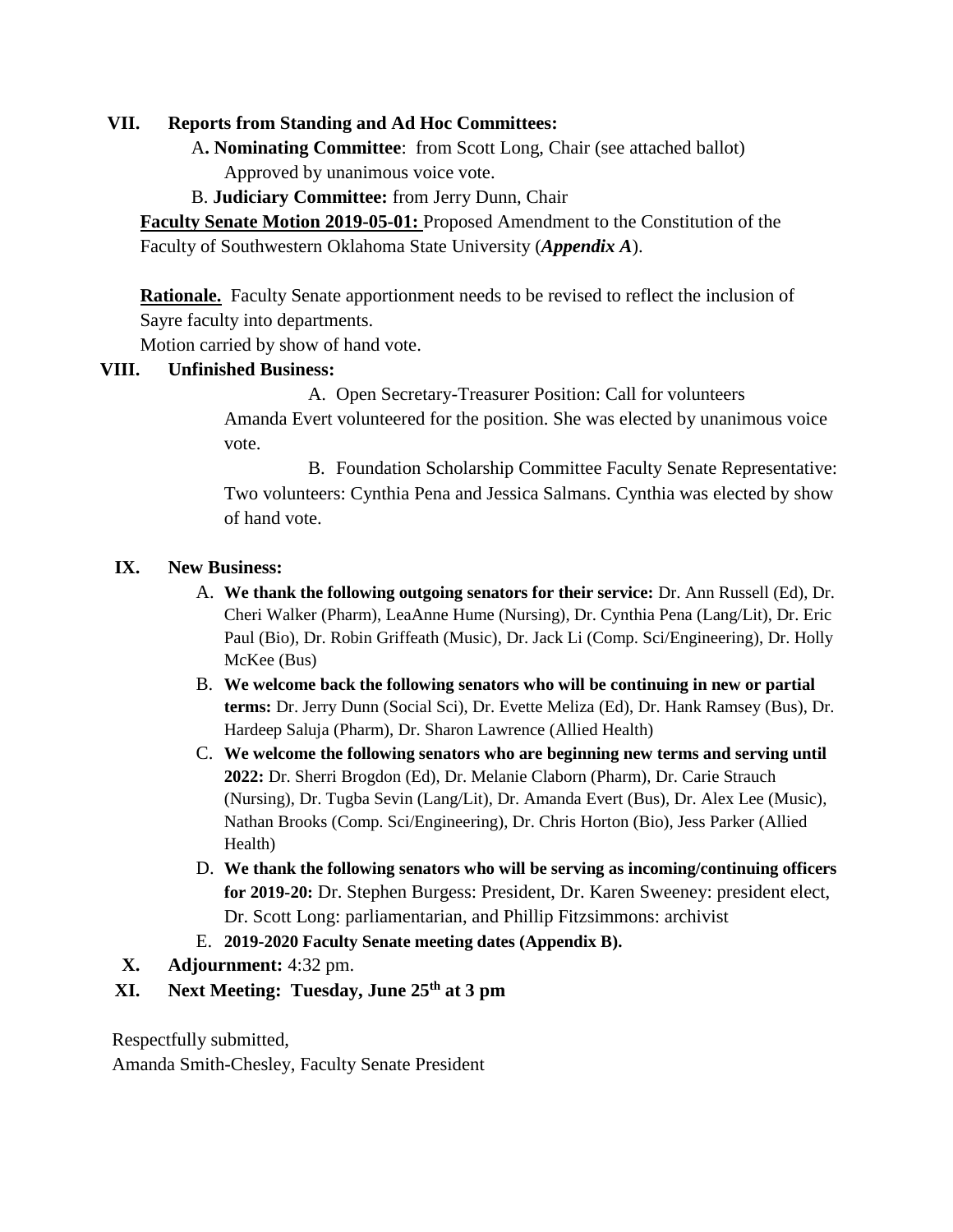**VII. Reports from Standing and Ad Hoc Committees:**

A**. Nominating Committee**: from Scott Long, Chair (see attached ballot)
Approved by unanimous voice vote.

B. **Judiciary Committee:** from Jerry Dunn, Chair

**Faculty Senate Motion 2019-05-01:** Proposed Amendment to the Constitution of the Faculty of Southwestern Oklahoma State University (***Appendix A***).

**Rationale.** Faculty Senate apportionment needs to be revised to reflect the inclusion of Sayre faculty into departments.
Motion carried by show of hand vote.

**VIII. Unfinished Business:**

A. Open Secretary-Treasurer Position: Call for volunteers
Amanda Evert volunteered for the position. She was elected by unanimous voice vote.

B. Foundation Scholarship Committee Faculty Senate Representative: Two volunteers: Cynthia Pena and Jessica Salmans. Cynthia was elected by show of hand vote.

**IX. New Business:**

A. **We thank the following outgoing senators for their service:** Dr. Ann Russell (Ed), Dr. Cheri Walker (Pharm), LeaAnne Hume (Nursing), Dr. Cynthia Pena (Lang/Lit), Dr. Eric Paul (Bio), Dr. Robin Griffeath (Music), Dr. Jack Li (Comp. Sci/Engineering), Dr. Holly McKee (Bus)

B. **We welcome back the following senators who will be continuing in new or partial terms:** Dr. Jerry Dunn (Social Sci), Dr. Evette Meliza (Ed), Dr. Hank Ramsey (Bus), Dr. Hardeep Saluja (Pharm), Dr. Sharon Lawrence (Allied Health)

C. **We welcome the following senators who are beginning new terms and serving until 2022:** Dr. Sherri Brogdon (Ed), Dr. Melanie Claborn (Pharm), Dr. Carie Strauch (Nursing), Dr. Tugba Sevin (Lang/Lit), Dr. Amanda Evert (Bus), Dr. Alex Lee (Music), Nathan Brooks (Comp. Sci/Engineering), Dr. Chris Horton (Bio), Jess Parker (Allied Health)

D. **We thank the following senators who will be serving as incoming/continuing officers for 2019-20:** Dr. Stephen Burgess: President, Dr. Karen Sweeney: president elect, Dr. Scott Long: parliamentarian, and Phillip Fitzsimmons: archivist

E. **2019-2020 Faculty Senate meeting dates (Appendix B).**

**X. Adjournment:** 4:32 pm.

**XI. Next Meeting: Tuesday, June 25th at 3 pm**

Respectfully submitted,
Amanda Smith-Chesley, Faculty Senate President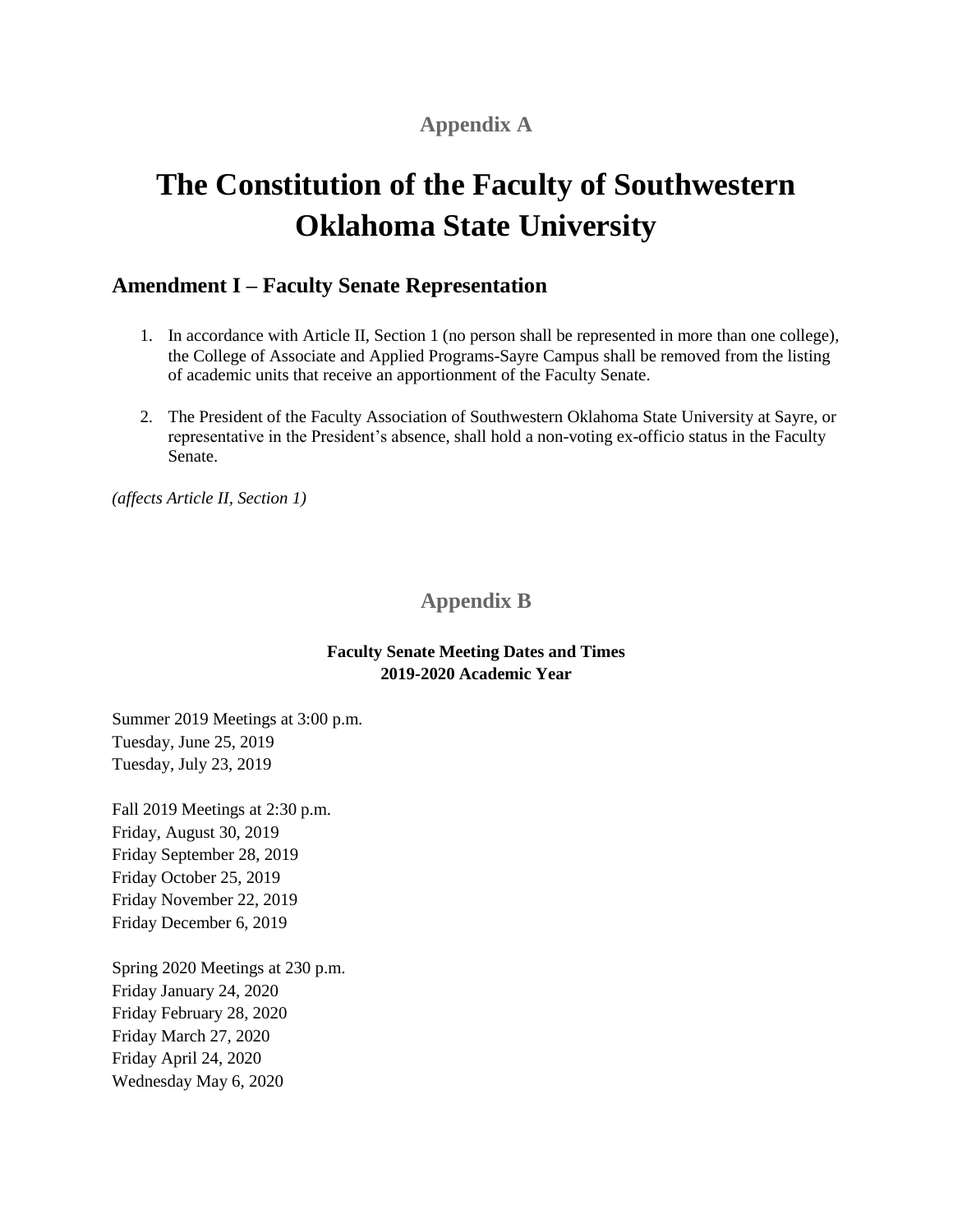## Appendix A

# The Constitution of the Faculty of Southwestern Oklahoma State University

## Amendment I – Faculty Senate Representation

1. In accordance with Article II, Section 1 (no person shall be represented in more than one college), the College of Associate and Applied Programs-Sayre Campus shall be removed from the listing of academic units that receive an apportionment of the Faculty Senate.

2. The President of the Faculty Association of Southwestern Oklahoma State University at Sayre, or representative in the President's absence, shall hold a non-voting ex-officio status in the Faculty Senate.

*(affects Article II, Section 1)*

## Appendix B

**Faculty Senate Meeting Dates and Times**
**2019-2020 Academic Year**

Summer 2019 Meetings at 3:00 p.m.
Tuesday, June 25, 2019
Tuesday, July 23, 2019

Fall 2019 Meetings at 2:30 p.m.
Friday, August 30, 2019
Friday September 28, 2019
Friday October 25, 2019
Friday November 22, 2019
Friday December 6, 2019

Spring 2020 Meetings at 230 p.m.
Friday January 24, 2020
Friday February 28, 2020
Friday March 27, 2020
Friday April 24, 2020
Wednesday May 6, 2020